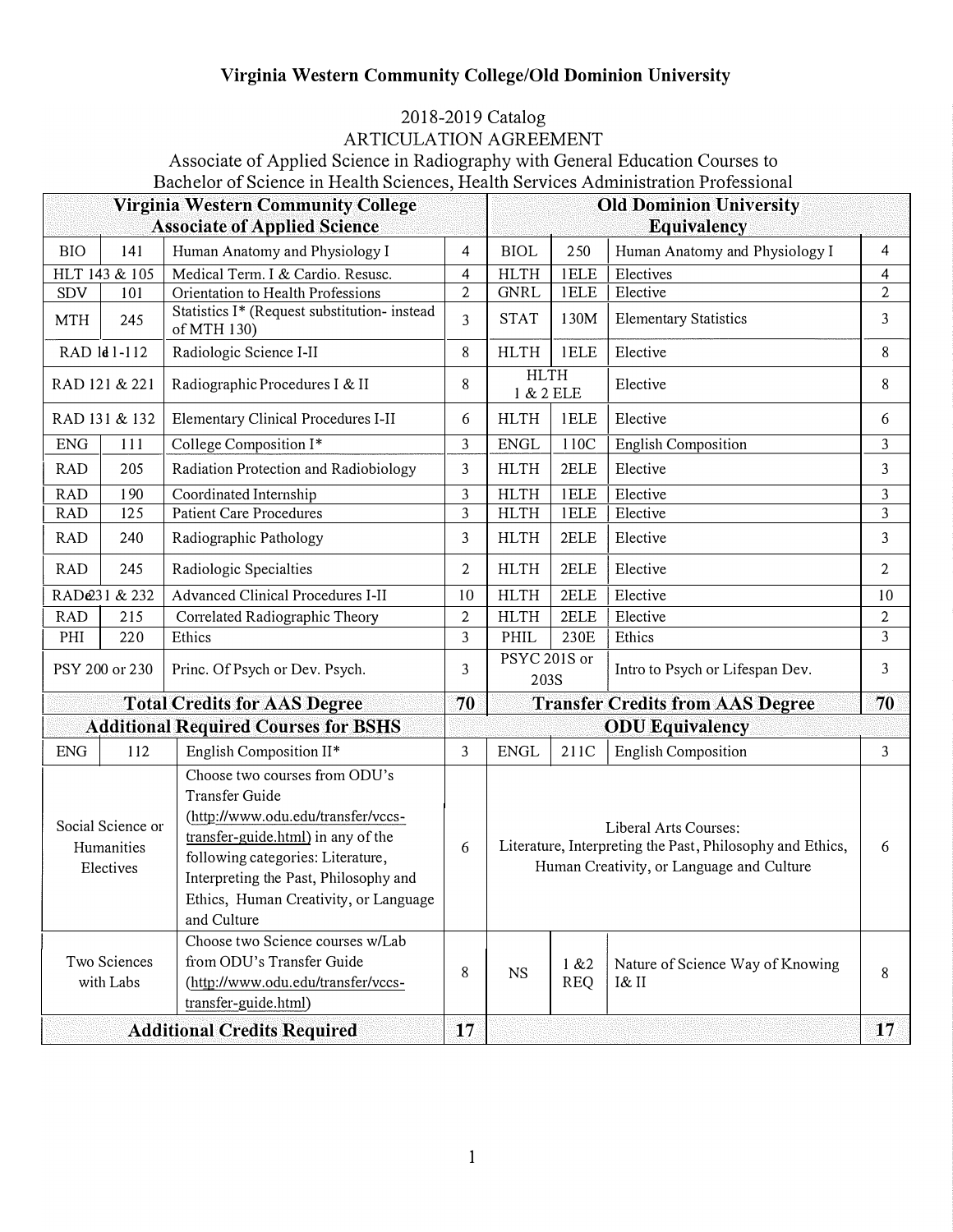# Virginia Western Community College/Old Dominion University

2018-2019 Catalog
ARTICULATION AGREEMENT
Associate of Applied Science in Radiography with General Education Courses to
Bachelor of Science in Health Sciences, Health Services Administration Professional

| Virginia Western Community College Associate of Applied Science | | | | Old Dominion University Equivalency | | | |
|---|---|---|---|---|---|---|---|
| BIO | 141 | Human Anatomy and Physiology I | 4 | BIOL | 250 | Human Anatomy and Physiology I | 4 |
| HLT 143 & 105 | | Medical Term. I & Cardio. Resusc. | 4 | HLTH | 1ELE | Electives | 4 |
| SDV | 101 | Orientation to Health Professions | 2 | GNRL | 1ELE | Elective | 2 |
| MTH | 245 | Statistics I* (Request substitution- instead of MTH 130) | 3 | STAT | 130M | Elementary Statistics | 3 |
| RAD 111-112 | | Radiologic Science I-II | 8 | HLTH | 1ELE | Elective | 8 |
| RAD 121 & 221 | | Radiographic Procedures I & II | 8 | HLTH 1 & 2 ELE | | Elective | 8 |
| RAD 131 & 132 | | Elementary Clinical Procedures I-II | 6 | HLTH | 1ELE | Elective | 6 |
| ENG | 111 | College Composition I* | 3 | ENGL | 110C | English Composition | 3 |
| RAD | 205 | Radiation Protection and Radiobiology | 3 | HLTH | 2ELE | Elective | 3 |
| RAD | 190 | Coordinated Internship | 3 | HLTH | 1ELE | Elective | 3 |
| RAD | 125 | Patient Care Procedures | 3 | HLTH | 1ELE | Elective | 3 |
| RAD | 240 | Radiographic Pathology | 3 | HLTH | 2ELE | Elective | 3 |
| RAD | 245 | Radiologic Specialties | 2 | HLTH | 2ELE | Elective | 2 |
| RAD 231 & 232 | | Advanced Clinical Procedures I-II | 10 | HLTH | 2ELE | Elective | 10 |
| RAD | 215 | Correlated Radiographic Theory | 2 | HLTH | 2ELE | Elective | 2 |
| PHI | 220 | Ethics | 3 | PHIL | 230E | Ethics | 3 |
| PSY 200 or 230 | | Princ. Of Psych or Dev. Psych. | 3 | PSYC 201S or 203S | | Intro to Psych or Lifespan Dev. | 3 |
| **Total Credits for AAS Degree** | | | **70** | **Transfer Credits from AAS Degree** | | | **70** |
| **Additional Required Courses for BSHS** | | | | **ODU Equivalency** | | | |
| ENG | 112 | English Composition II* | 3 | ENGL | 211C | English Composition | 3 |
| Social Science or Humanities Electives | | Choose two courses from ODU's Transfer Guide (http://www.odu.edu/transfer/vccs-transfer-guide.html) in any of the following categories: Literature, Interpreting the Past, Philosophy and Ethics, Human Creativity, or Language and Culture | 6 | Liberal Arts Courses: Literature, Interpreting the Past, Philosophy and Ethics, Human Creativity, or Language and Culture | | | 6 |
| Two Sciences with Labs | | Choose two Science courses w/Lab from ODU's Transfer Guide (http://www.odu.edu/transfer/vccs-transfer-guide.html) | 8 | NS | 1 &2 REQ | Nature of Science Way of Knowing I& II | 8 |
| **Additional Credits Required** | | | **17** | | | | **17** |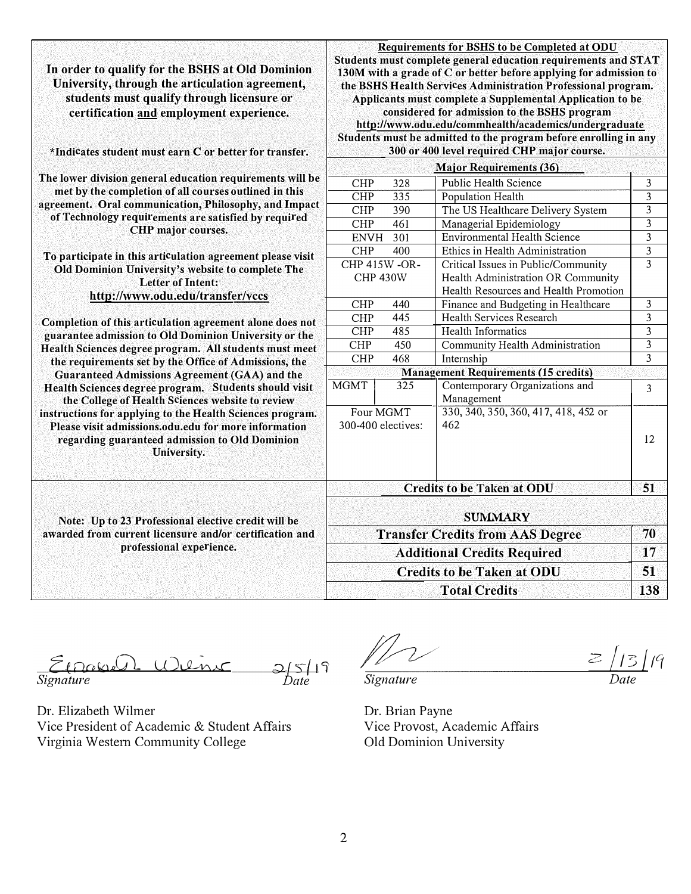In order to qualify for the BSHS at Old Dominion University, through the articulation agreement, students must qualify through licensure or certification **and** employment experience.

*Indicates student must earn C or better for transfer.

The lower division general education requirements will be met by the completion of all courses outlined in this agreement. Oral communication, Philosophy, and Impact of Technology requirements are satisfied by required CHP major courses.

To participate in this articulation agreement please visit Old Dominion University's website to complete The Letter of Intent:
**http://www.odu.edu/transfer/vccs**

Completion of this articulation agreement alone does not guarantee admission to Old Dominion University or the Health Sciences degree program. All students must meet the requirements set by the Office of Admissions, the Guaranteed Admissions Agreement (GAA) and the Health Sciences degree program. Students should visit the College of Health Sciences website to review instructions for applying to the Health Sciences program. Please visit admissions.odu.edu for more information regarding guaranteed admission to Old Dominion University.

Note: Up to 23 Professional elective credit will be awarded from current licensure and/or certification and professional experience.

**Requirements for BSHS to be Completed at ODU**

Students must complete general education requirements and STAT 130M with a grade of C or better before applying for admission to the BSHS Health Services Administration Professional program. Applicants must complete a Supplemental Application to be considered for admission to the BSHS program
**http://www.odu.edu/commhealth/academics/undergraduate**
Students must be admitted to the program before enrolling in any 300 or 400 level required CHP major course.

| Course | Title | Credits |
|---|---|---|
| **Major Requirements (36)** | | |
| CHP 328 | Public Health Science | 3 |
| CHP 335 | Population Health | 3 |
| CHP 390 | The US Healthcare Delivery System | 3 |
| CHP 461 | Managerial Epidemiology | 3 |
| ENVH 301 | Environmental Health Science | 3 |
| CHP 400 | Ethics in Health Administration | 3 |
| CHP 415W -OR- CHP 430W | Critical Issues in Public/Community Health Administration OR Community Health Resources and Health Promotion | 3 |
| CHP 440 | Finance and Budgeting in Healthcare | 3 |
| CHP 445 | Health Services Research | 3 |
| CHP 485 | Health Informatics | 3 |
| CHP 450 | Community Health Administration | 3 |
| CHP 468 | Internship | 3 |
| **Management Requirements (15 credits)** | | |
| MGMT 325 | Contemporary Organizations and Management | 3 |
| Four MGMT 300-400 electives: | 330, 340, 350, 360, 417, 418, 452 or 462 | 12 |
| **Credits to be Taken at ODU** | | **51** |

**SUMMARY**

| | |
|---|---|
| **Transfer Credits from AAS Degree** | **70** |
| **Additional Credits Required** | **17** |
| **Credits to be Taken at ODU** | **51** |
| **Total Credits** | **138** |

Elizabeth Wilmer 2/5/19
*Signature* *Date*

Dr. Elizabeth Wilmer
Vice President of Academic & Student Affairs
Virginia Western Community College

2/13/19
*Signature* *Date*

Dr. Brian Payne
Vice Provost, Academic Affairs
Old Dominion University